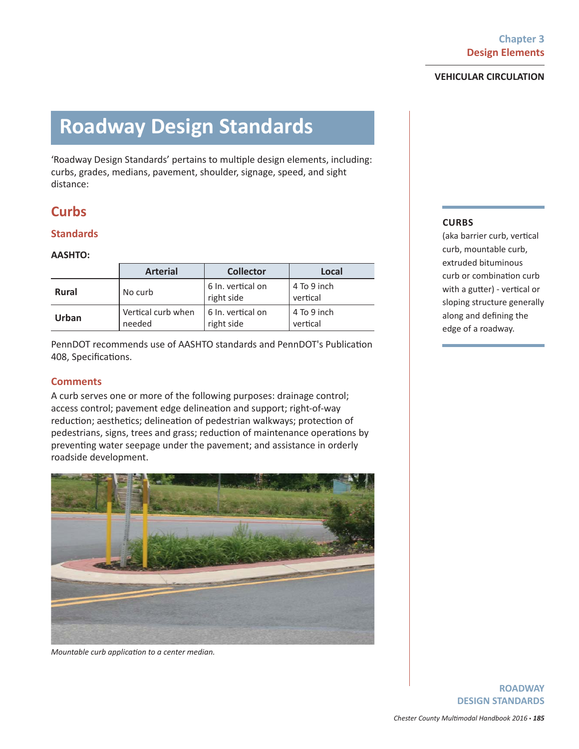# Roadway Design Standards

'Roadway Design Standards' pertains to multiple design elements, including: curbs, grades, medians, pavement, shoulder, signage, speed, and sight distance:

## Curbs

### Standards

**AASHTO:**

| | Arterial | Collector | Local |
|---|---|---|---|
| **Rural** | No curb | 6 In. vertical on right side | 4 To 9 inch vertical |
| **Urban** | Vertical curb when needed | 6 In. vertical on right side | 4 To 9 inch vertical |

PennDOT recommends use of AASHTO standards and PennDOT's Publication 408, Specifications.

### Comments

A curb serves one or more of the following purposes: drainage control; access control; pavement edge delineation and support; right-of-way reduction; aesthetics; delineation of pedestrian walkways; protection of pedestrians, signs, trees and grass; reduction of maintenance operations by preventing water seepage under the pavement; and assistance in orderly roadside development.

*Mountable curb application to a center median.*

**CURBS**

(aka barrier curb, vertical curb, mountable curb, extruded bituminous curb or combination curb with a gutter) - vertical or sloping structure generally along and defining the edge of a roadway.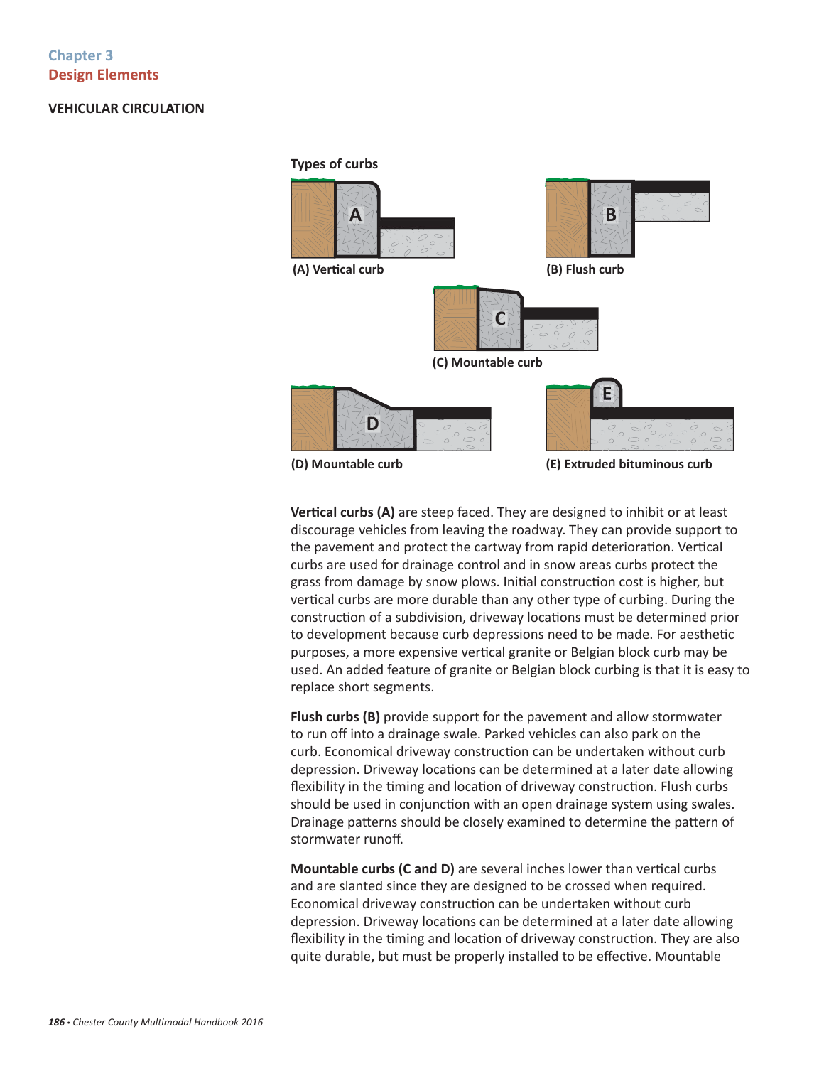Types of curbs

(A) Vertical curb

(B) Flush curb

(C) Mountable curb

(D) Mountable curb

(E) Extruded bituminous curb

**Vertical curbs (A)** are steep faced. They are designed to inhibit or at least discourage vehicles from leaving the roadway. They can provide support to the pavement and protect the cartway from rapid deterioration. Vertical curbs are used for drainage control and in snow areas curbs protect the grass from damage by snow plows. Initial construction cost is higher, but vertical curbs are more durable than any other type of curbing. During the construction of a subdivision, driveway locations must be determined prior to development because curb depressions need to be made. For aesthetic purposes, a more expensive vertical granite or Belgian block curb may be used. An added feature of granite or Belgian block curbing is that it is easy to replace short segments.

**Flush curbs (B)** provide support for the pavement and allow stormwater to run off into a drainage swale. Parked vehicles can also park on the curb. Economical driveway construction can be undertaken without curb depression. Driveway locations can be determined at a later date allowing flexibility in the timing and location of driveway construction. Flush curbs should be used in conjunction with an open drainage system using swales. Drainage patterns should be closely examined to determine the pattern of stormwater runoff.

**Mountable curbs (C and D)** are several inches lower than vertical curbs and are slanted since they are designed to be crossed when required. Economical driveway construction can be undertaken without curb depression. Driveway locations can be determined at a later date allowing flexibility in the timing and location of driveway construction. They are also quite durable, but must be properly installed to be effective. Mountable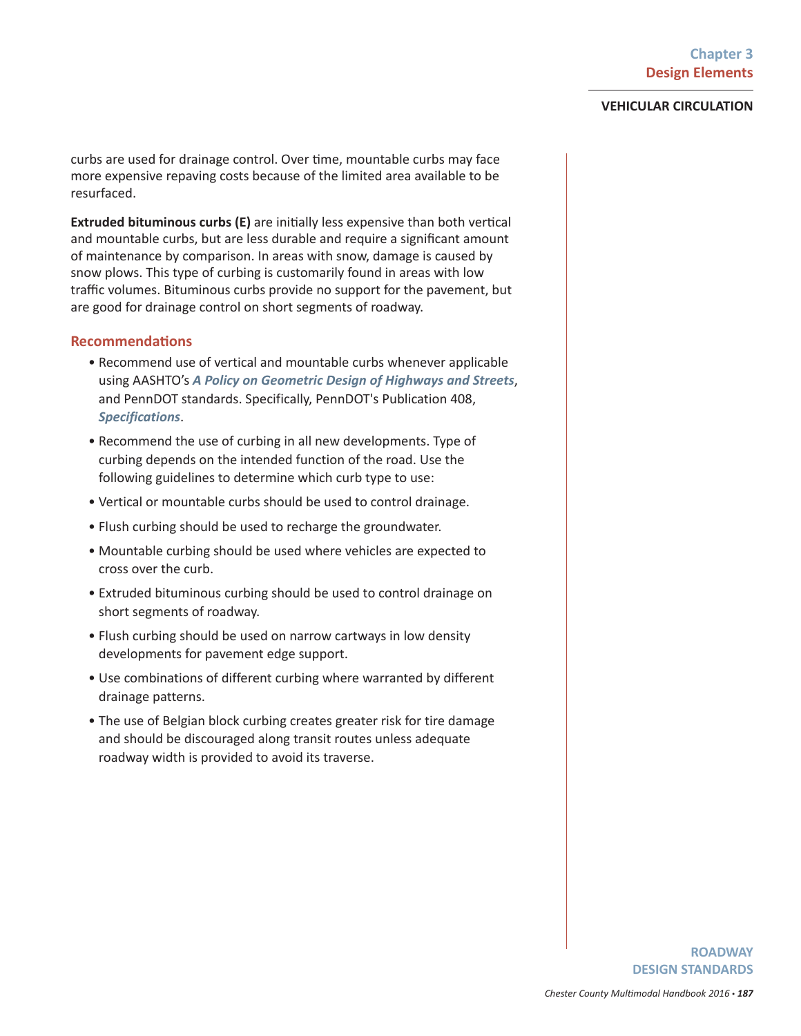curbs are used for drainage control. Over time, mountable curbs may face more expensive repaving costs because of the limited area available to be resurfaced.

**Extruded bituminous curbs (E)** are initially less expensive than both vertical and mountable curbs, but are less durable and require a significant amount of maintenance by comparison. In areas with snow, damage is caused by snow plows. This type of curbing is customarily found in areas with low traffic volumes. Bituminous curbs provide no support for the pavement, but are good for drainage control on short segments of roadway.

### Recommendations

- Recommend use of vertical and mountable curbs whenever applicable using AASHTO's ***A Policy on Geometric Design of Highways and Streets***, and PennDOT standards. Specifically, PennDOT's Publication 408, ***Specifications***.
- Recommend the use of curbing in all new developments. Type of curbing depends on the intended function of the road. Use the following guidelines to determine which curb type to use:
- Vertical or mountable curbs should be used to control drainage.
- Flush curbing should be used to recharge the groundwater.
- Mountable curbing should be used where vehicles are expected to cross over the curb.
- Extruded bituminous curbing should be used to control drainage on short segments of roadway.
- Flush curbing should be used on narrow cartways in low density developments for pavement edge support.
- Use combinations of different curbing where warranted by different drainage patterns.
- The use of Belgian block curbing creates greater risk for tire damage and should be discouraged along transit routes unless adequate roadway width is provided to avoid its traverse.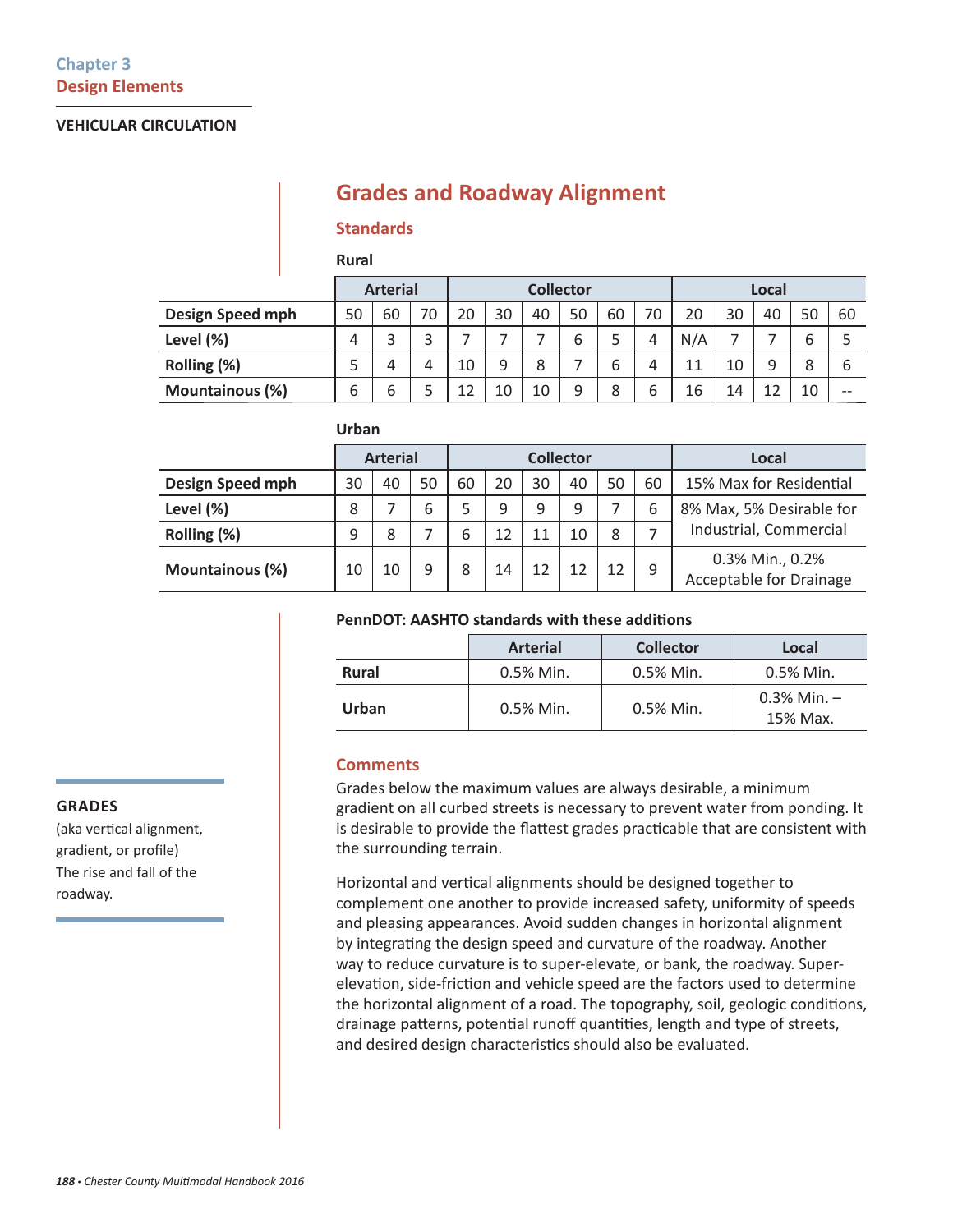Chapter 3
Design Elements

VEHICULAR CIRCULATION

# Grades and Roadway Alignment

## Standards

**Rural**

| | Arterial | | | Collector | | | | | | Local | | | | |
|---|---|---|---|---|---|---|---|---|---|---|---|---|---|---|
| **Design Speed mph** | 50 | 60 | 70 | 20 | 30 | 40 | 50 | 60 | 70 | 20 | 30 | 40 | 50 | 60 |
| **Level (%)** | 4 | 3 | 3 | 7 | 7 | 7 | 6 | 5 | 4 | N/A | 7 | 7 | 6 | 5 |
| **Rolling (%)** | 5 | 4 | 4 | 10 | 9 | 8 | 7 | 6 | 4 | 11 | 10 | 9 | 8 | 6 |
| **Mountainous (%)** | 6 | 6 | 5 | 12 | 10 | 10 | 9 | 8 | 6 | 16 | 14 | 12 | 10 | -- |

**Urban**

| | Arterial | | | Collector | | | | | | Local |
|---|---|---|---|---|---|---|---|---|---|---|
| **Design Speed mph** | 30 | 40 | 50 | 60 | 20 | 30 | 40 | 50 | 60 | 15% Max for Residential |
| **Level (%)** | 8 | 7 | 6 | 5 | 9 | 9 | 9 | 7 | 6 | 8% Max, 5% Desirable for Industrial, Commercial |
| **Rolling (%)** | 9 | 8 | 7 | 6 | 12 | 11 | 10 | 8 | 7 | |
| **Mountainous (%)** | 10 | 10 | 9 | 8 | 14 | 12 | 12 | 12 | 9 | 0.3% Min., 0.2% Acceptable for Drainage |

**PennDOT: AASHTO standards with these additions**

| | Arterial | Collector | Local |
|---|---|---|---|
| **Rural** | 0.5% Min. | 0.5% Min. | 0.5% Min. |
| **Urban** | 0.5% Min. | 0.5% Min. | 0.3% Min. – 15% Max. |

## Comments

Grades below the maximum values are always desirable, a minimum gradient on all curbed streets is necessary to prevent water from ponding. It is desirable to provide the flattest grades practicable that are consistent with the surrounding terrain.

Horizontal and vertical alignments should be designed together to complement one another to provide increased safety, uniformity of speeds and pleasing appearances. Avoid sudden changes in horizontal alignment by integrating the design speed and curvature of the roadway. Another way to reduce curvature is to super-elevate, or bank, the roadway. Super-elevation, side-friction and vehicle speed are the factors used to determine the horizontal alignment of a road. The topography, soil, geologic conditions, drainage patterns, potential runoff quantities, length and type of streets, and desired design characteristics should also be evaluated.

**GRADES**
(aka vertical alignment, gradient, or profile)
The rise and fall of the roadway.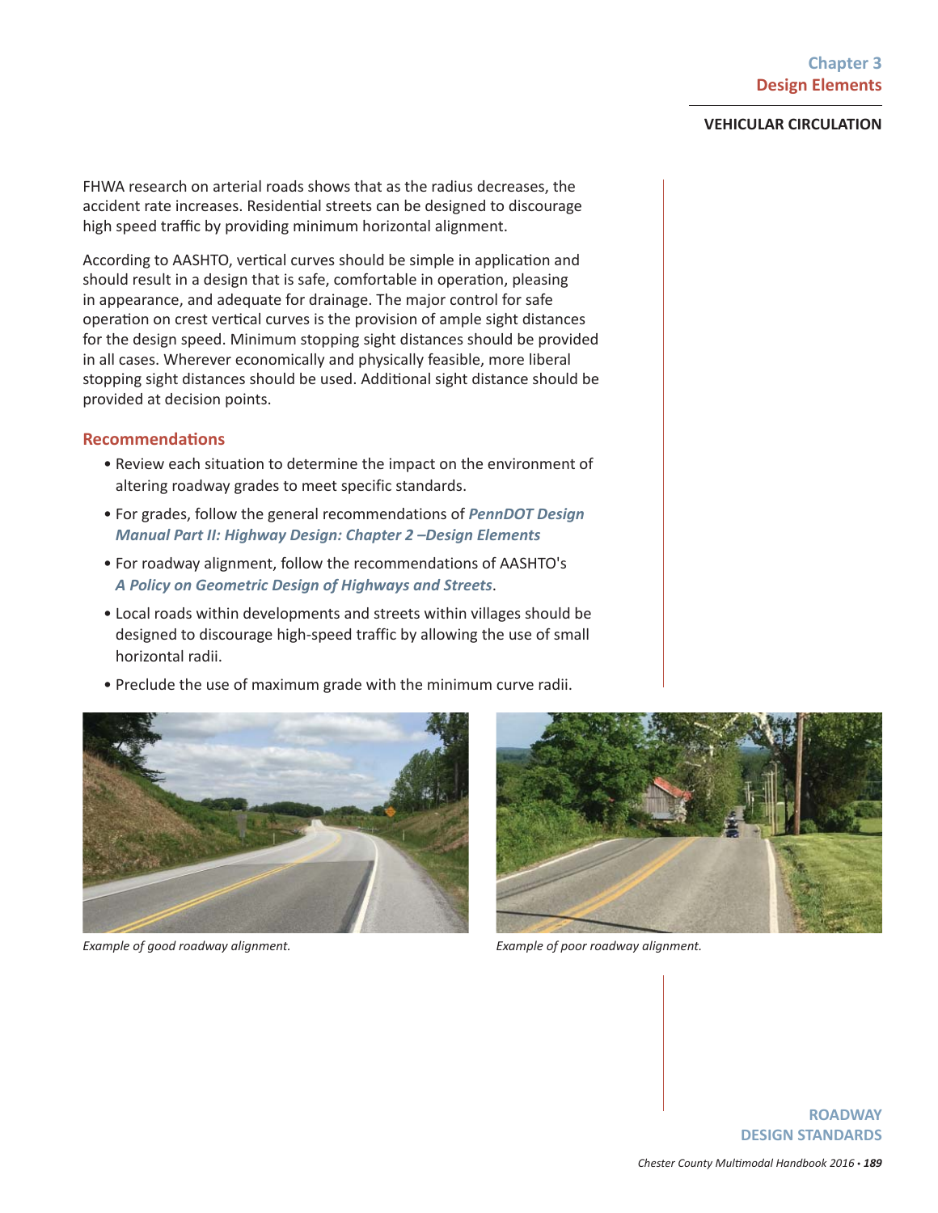FHWA research on arterial roads shows that as the radius decreases, the accident rate increases. Residential streets can be designed to discourage high speed traffic by providing minimum horizontal alignment.

According to AASHTO, vertical curves should be simple in application and should result in a design that is safe, comfortable in operation, pleasing in appearance, and adequate for drainage. The major control for safe operation on crest vertical curves is the provision of ample sight distances for the design speed. Minimum stopping sight distances should be provided in all cases. Wherever economically and physically feasible, more liberal stopping sight distances should be used. Additional sight distance should be provided at decision points.

### Recommendations

- Review each situation to determine the impact on the environment of altering roadway grades to meet specific standards.
- For grades, follow the general recommendations of ***PennDOT Design Manual Part II: Highway Design: Chapter 2 –Design Elements***
- For roadway alignment, follow the recommendations of AASHTO's ***A Policy on Geometric Design of Highways and Streets***.
- Local roads within developments and streets within villages should be designed to discourage high-speed traffic by allowing the use of small horizontal radii.
- Preclude the use of maximum grade with the minimum curve radii.

*Example of good roadway alignment.*

*Example of poor roadway alignment.*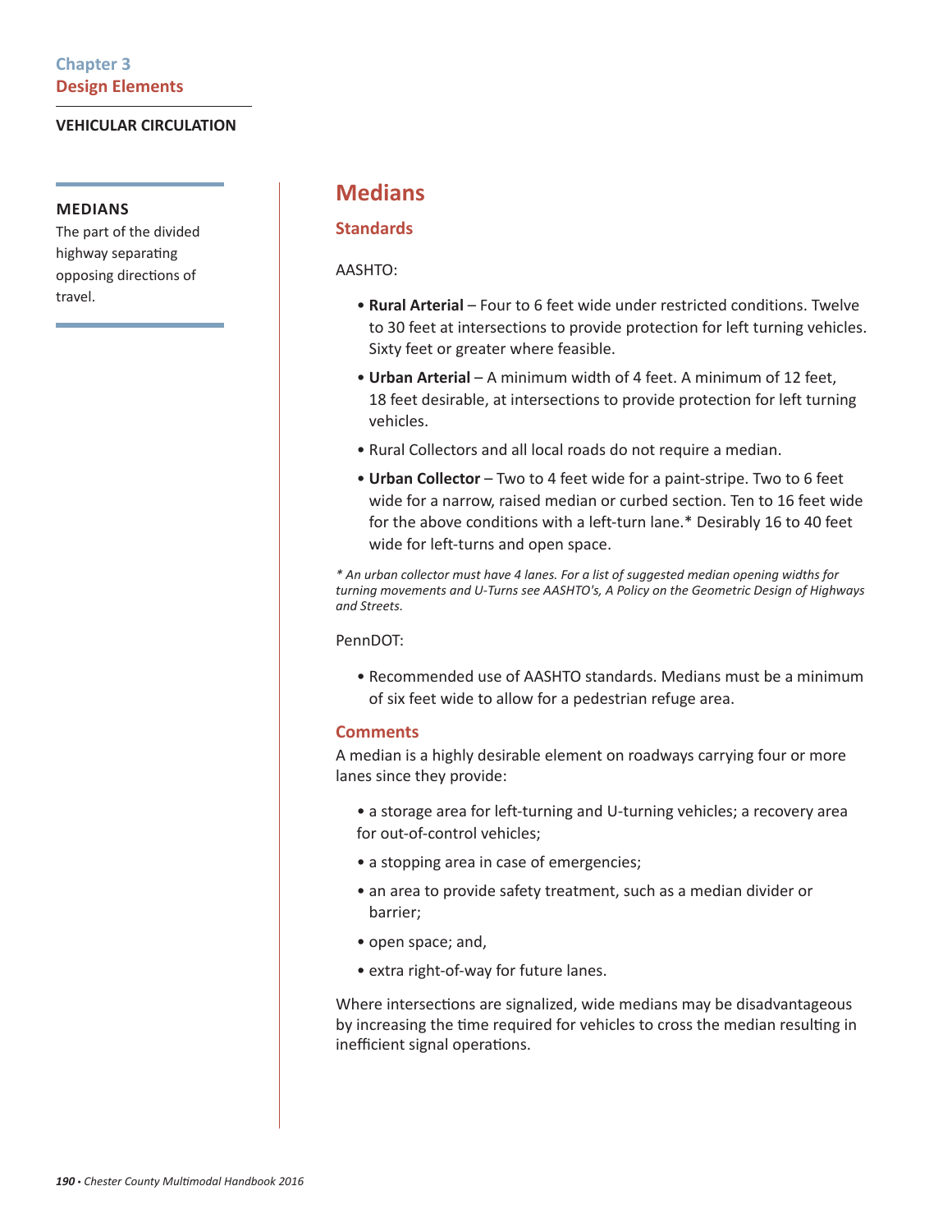**VEHICULAR CIRCULATION**

**MEDIANS**
The part of the divided highway separating opposing directions of travel.

# Medians

## Standards

AASHTO:

- **Rural Arterial** – Four to 6 feet wide under restricted conditions. Twelve to 30 feet at intersections to provide protection for left turning vehicles. Sixty feet or greater where feasible.
- **Urban Arterial** – A minimum width of 4 feet. A minimum of 12 feet, 18 feet desirable, at intersections to provide protection for left turning vehicles.
- Rural Collectors and all local roads do not require a median.
- **Urban Collector** – Two to 4 feet wide for a paint-stripe. Two to 6 feet wide for a narrow, raised median or curbed section. Ten to 16 feet wide for the above conditions with a left-turn lane.* Desirably 16 to 40 feet wide for left-turns and open space.

*\* An urban collector must have 4 lanes. For a list of suggested median opening widths for turning movements and U-Turns see AASHTO's, A Policy on the Geometric Design of Highways and Streets.*

PennDOT:

- Recommended use of AASHTO standards. Medians must be a minimum of six feet wide to allow for a pedestrian refuge area.

## Comments

A median is a highly desirable element on roadways carrying four or more lanes since they provide:

- a storage area for left-turning and U-turning vehicles; a recovery area for out-of-control vehicles;
- a stopping area in case of emergencies;
- an area to provide safety treatment, such as a median divider or barrier;
- open space; and,
- extra right-of-way for future lanes.

Where intersections are signalized, wide medians may be disadvantageous by increasing the time required for vehicles to cross the median resulting in inefficient signal operations.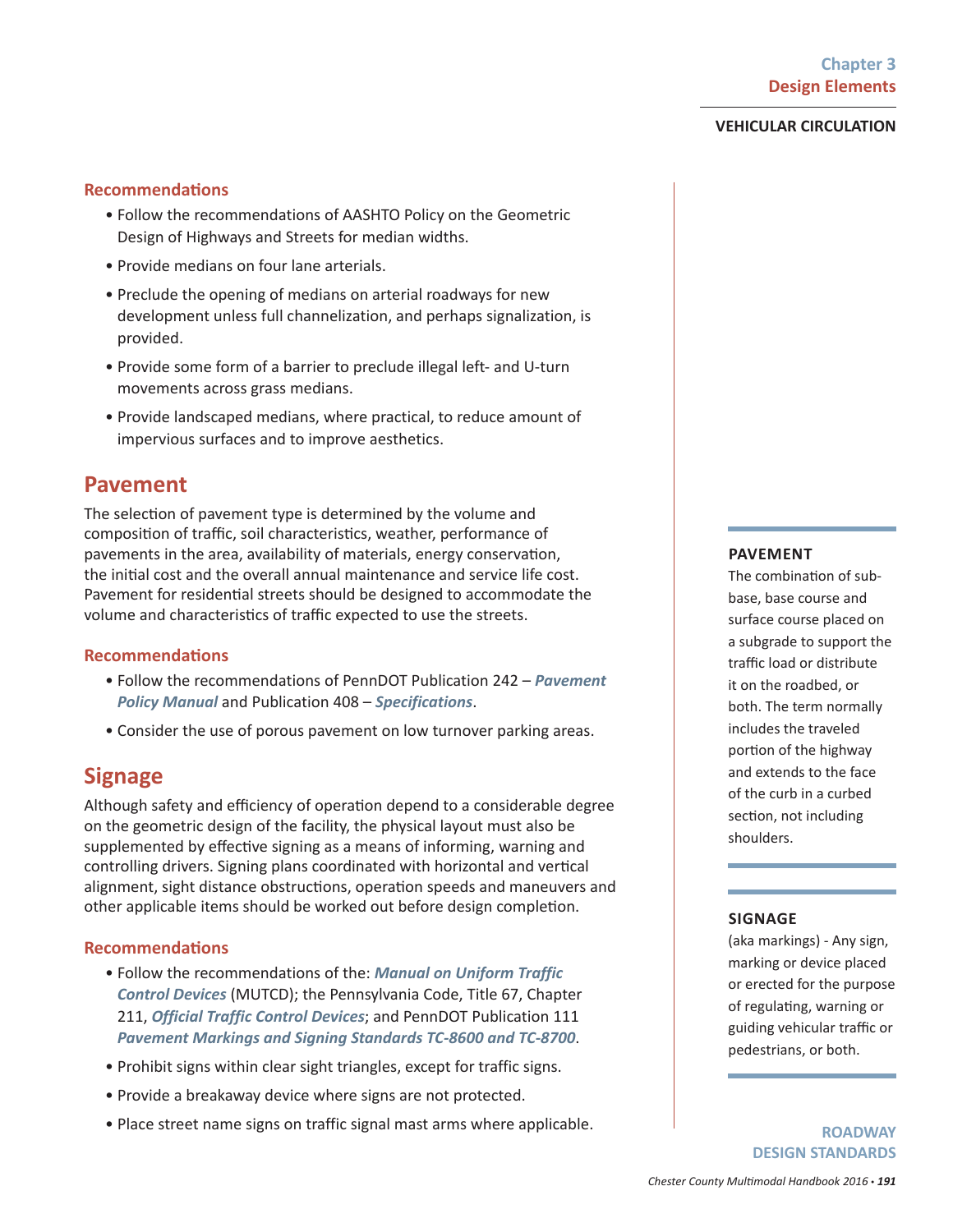### Recommendations

- Follow the recommendations of AASHTO Policy on the Geometric Design of Highways and Streets for median widths.
- Provide medians on four lane arterials.
- Preclude the opening of medians on arterial roadways for new development unless full channelization, and perhaps signalization, is provided.
- Provide some form of a barrier to preclude illegal left- and U-turn movements across grass medians.
- Provide landscaped medians, where practical, to reduce amount of impervious surfaces and to improve aesthetics.

## Pavement

The selection of pavement type is determined by the volume and composition of traffic, soil characteristics, weather, performance of pavements in the area, availability of materials, energy conservation, the initial cost and the overall annual maintenance and service life cost. Pavement for residential streets should be designed to accommodate the volume and characteristics of traffic expected to use the streets.

### Recommendations

- Follow the recommendations of PennDOT Publication 242 – ***Pavement Policy Manual*** and Publication 408 – ***Specifications***.
- Consider the use of porous pavement on low turnover parking areas.

## Signage

Although safety and efficiency of operation depend to a considerable degree on the geometric design of the facility, the physical layout must also be supplemented by effective signing as a means of informing, warning and controlling drivers. Signing plans coordinated with horizontal and vertical alignment, sight distance obstructions, operation speeds and maneuvers and other applicable items should be worked out before design completion.

### Recommendations

- Follow the recommendations of the: ***Manual on Uniform Traffic Control Devices*** (MUTCD); the Pennsylvania Code, Title 67, Chapter 211, ***Official Traffic Control Devices***; and PennDOT Publication 111 ***Pavement Markings and Signing Standards TC-8600 and TC-8700***.
- Prohibit signs within clear sight triangles, except for traffic signs.
- Provide a breakaway device where signs are not protected.
- Place street name signs on traffic signal mast arms where applicable.

**PAVEMENT**

The combination of sub-base, base course and surface course placed on a subgrade to support the traffic load or distribute it on the roadbed, or both. The term normally includes the traveled portion of the highway and extends to the face of the curb in a curbed section, not including shoulders.

**SIGNAGE**

(aka markings) - Any sign, marking or device placed or erected for the purpose of regulating, warning or guiding vehicular traffic or pedestrians, or both.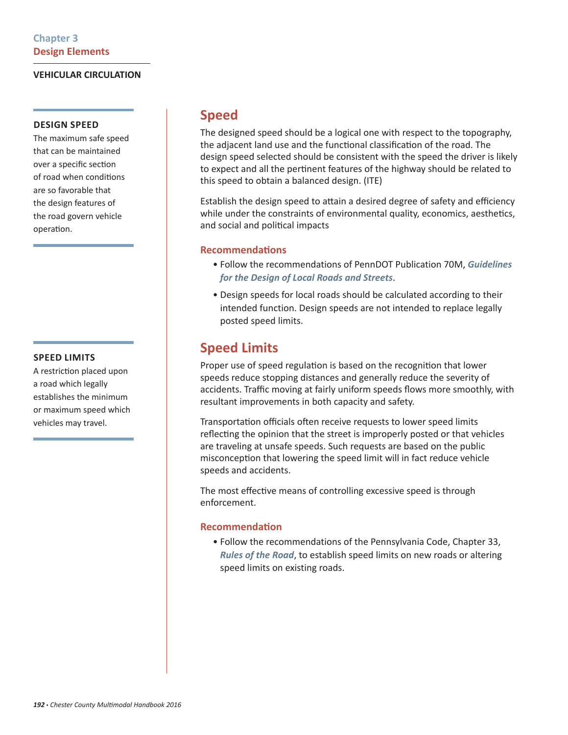Chapter 3
## Design Elements

**VEHICULAR CIRCULATION**

**DESIGN SPEED**
The maximum safe speed that can be maintained over a specific section of road when conditions are so favorable that the design features of the road govern vehicle operation.

**SPEED LIMITS**
A restriction placed upon a road which legally establishes the minimum or maximum speed which vehicles may travel.

## Speed

The designed speed should be a logical one with respect to the topography, the adjacent land use and the functional classification of the road. The design speed selected should be consistent with the speed the driver is likely to expect and all the pertinent features of the highway should be related to this speed to obtain a balanced design. (ITE)

Establish the design speed to attain a desired degree of safety and efficiency while under the constraints of environmental quality, economics, aesthetics, and social and political impacts

### Recommendations

- Follow the recommendations of PennDOT Publication 70M, ***Guidelines for the Design of Local Roads and Streets***.
- Design speeds for local roads should be calculated according to their intended function. Design speeds are not intended to replace legally posted speed limits.

## Speed Limits

Proper use of speed regulation is based on the recognition that lower speeds reduce stopping distances and generally reduce the severity of accidents. Traffic moving at fairly uniform speeds flows more smoothly, with resultant improvements in both capacity and safety.

Transportation officials often receive requests to lower speed limits reflecting the opinion that the street is improperly posted or that vehicles are traveling at unsafe speeds. Such requests are based on the public misconception that lowering the speed limit will in fact reduce vehicle speeds and accidents.

The most effective means of controlling excessive speed is through enforcement.

### Recommendation

- Follow the recommendations of the Pennsylvania Code, Chapter 33, ***Rules of the Road***, to establish speed limits on new roads or altering speed limits on existing roads.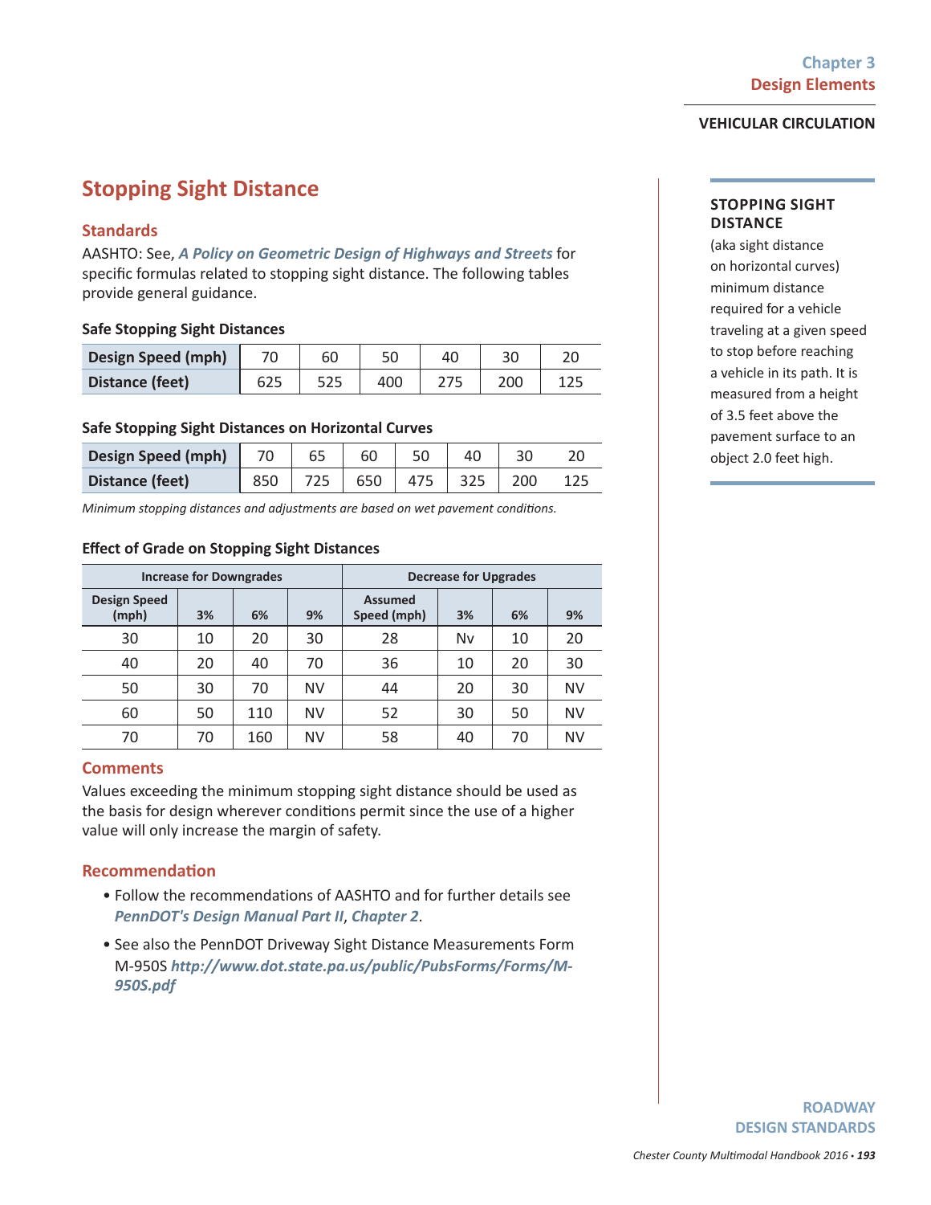## Stopping Sight Distance

### Standards

AASHTO: See, ***A Policy on Geometric Design of Highways and Streets*** for specific formulas related to stopping sight distance. The following tables provide general guidance.

**Safe Stopping Sight Distances**

| Design Speed (mph) | 70 | 60 | 50 | 40 | 30 | 20 |
|---|---|---|---|---|---|---|
| Distance (feet) | 625 | 525 | 400 | 275 | 200 | 125 |

**Safe Stopping Sight Distances on Horizontal Curves**

| Design Speed (mph) | 70 | 65 | 60 | 50 | 40 | 30 | 20 |
|---|---|---|---|---|---|---|---|
| Distance (feet) | 850 | 725 | 650 | 475 | 325 | 200 | 125 |

*Minimum stopping distances and adjustments are based on wet pavement conditions.*

**Effect of Grade on Stopping Sight Distances**

| Increase for Downgrades | | | | Decrease for Upgrades | | | |
|---|---|---|---|---|---|---|---|
| Design Speed (mph) | 3% | 6% | 9% | Assumed Speed (mph) | 3% | 6% | 9% |
| 30 | 10 | 20 | 30 | 28 | Nv | 10 | 20 |
| 40 | 20 | 40 | 70 | 36 | 10 | 20 | 30 |
| 50 | 30 | 70 | NV | 44 | 20 | 30 | NV |
| 60 | 50 | 110 | NV | 52 | 30 | 50 | NV |
| 70 | 70 | 160 | NV | 58 | 40 | 70 | NV |

### Comments

Values exceeding the minimum stopping sight distance should be used as the basis for design wherever conditions permit since the use of a higher value will only increase the margin of safety.

### Recommendation

- Follow the recommendations of AASHTO and for further details see ***PennDOT's Design Manual Part II***, ***Chapter 2***.
- See also the PennDOT Driveway Sight Distance Measurements Form M-950S ***http://www.dot.state.pa.us/public/PubsForms/Forms/M-950S.pdf***

**STOPPING SIGHT DISTANCE**

(aka sight distance on horizontal curves) minimum distance required for a vehicle traveling at a given speed to stop before reaching a vehicle in its path. It is measured from a height of 3.5 feet above the pavement surface to an object 2.0 feet high.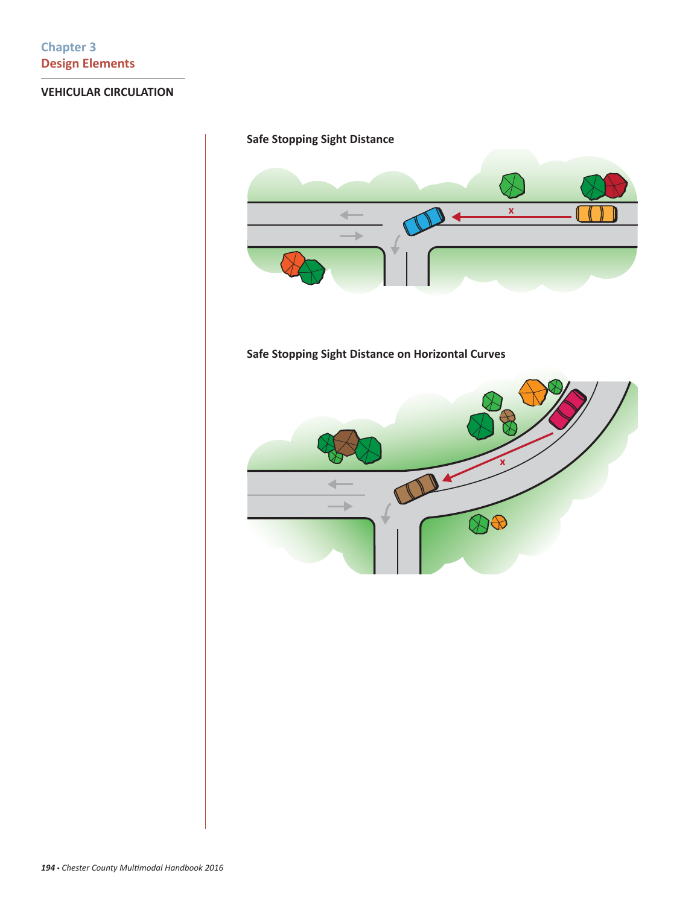### Safe Stopping Sight Distance

x

### Safe Stopping Sight Distance on Horizontal Curves

x